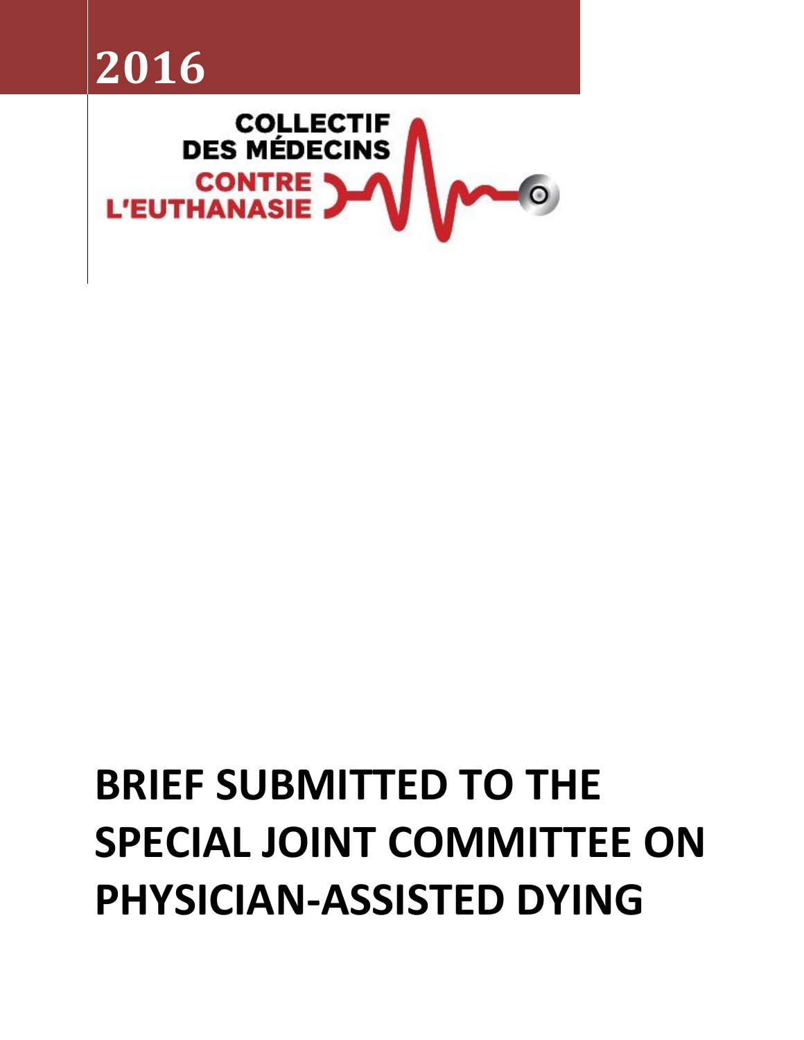# 2016

COLLECTIF DES MÉDECINS CONTRE L'EUTHANASIE

# BRIEF SUBMITTED TO THE SPECIAL JOINT COMMITTEE ON PHYSICIAN-ASSISTED DYING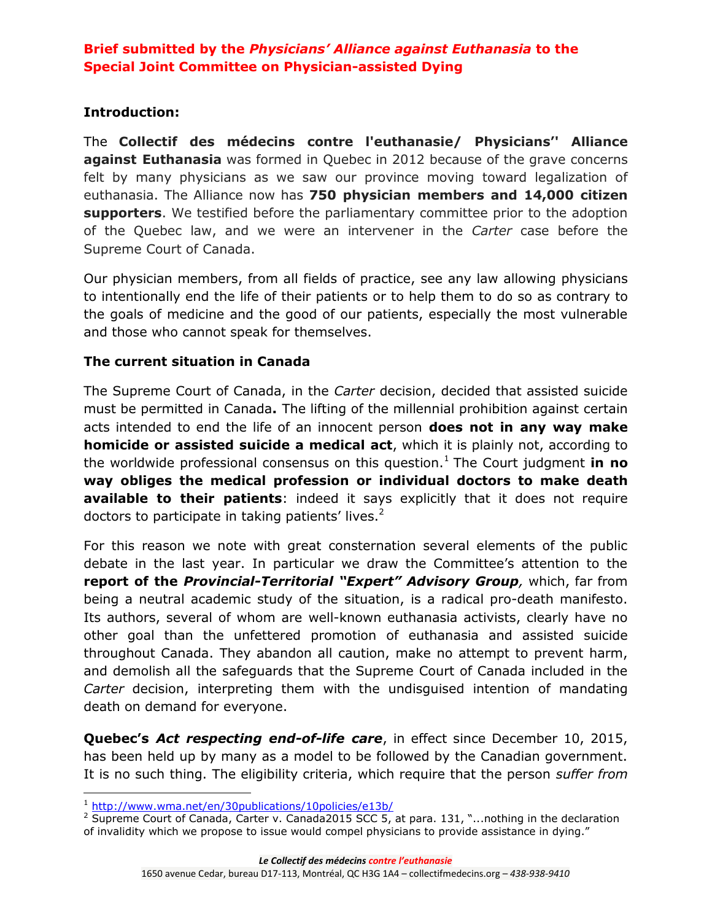## Brief submitted by the *Physicians' Alliance against Euthanasia* to the Special Joint Committee on Physician-assisted Dying

### Introduction:

The **Collectif des médecins contre l'euthanasie/ Physicians'' Alliance against Euthanasia** was formed in Quebec in 2012 because of the grave concerns felt by many physicians as we saw our province moving toward legalization of euthanasia. The Alliance now has **750 physician members and 14,000 citizen supporters**. We testified before the parliamentary committee prior to the adoption of the Quebec law, and we were an intervener in the *Carter* case before the Supreme Court of Canada.

Our physician members, from all fields of practice, see any law allowing physicians to intentionally end the life of their patients or to help them to do so as contrary to the goals of medicine and the good of our patients, especially the most vulnerable and those who cannot speak for themselves.

### The current situation in Canada

The Supreme Court of Canada, in the *Carter* decision, decided that assisted suicide must be permitted in Canada**.** The lifting of the millennial prohibition against certain acts intended to end the life of an innocent person **does not in any way make homicide or assisted suicide a medical act**, which it is plainly not, according to the worldwide professional consensus on this question.[1] The Court judgment **in no way obliges the medical profession or individual doctors to make death available to their patients**: indeed it says explicitly that it does not require doctors to participate in taking patients' lives.[2]

For this reason we note with great consternation several elements of the public debate in the last year. In particular we draw the Committee's attention to the **report of the *Provincial-Territorial "Expert" Advisory Group*,** which, far from being a neutral academic study of the situation, is a radical pro-death manifesto. Its authors, several of whom are well-known euthanasia activists, clearly have no other goal than the unfettered promotion of euthanasia and assisted suicide throughout Canada. They abandon all caution, make no attempt to prevent harm, and demolish all the safeguards that the Supreme Court of Canada included in the *Carter* decision, interpreting them with the undisguised intention of mandating death on demand for everyone.

**Quebec's *Act respecting end-of-life care***, in effect since December 10, 2015, has been held up by many as a model to be followed by the Canadian government. It is no such thing. The eligibility criteria, which require that the person *suffer from*

---

[1] http://www.wma.net/en/30publications/10policies/e13b/

[2] Supreme Court of Canada, Carter v. Canada2015 SCC 5, at para. 131, "...nothing in the declaration of invalidity which we propose to issue would compel physicians to provide assistance in dying."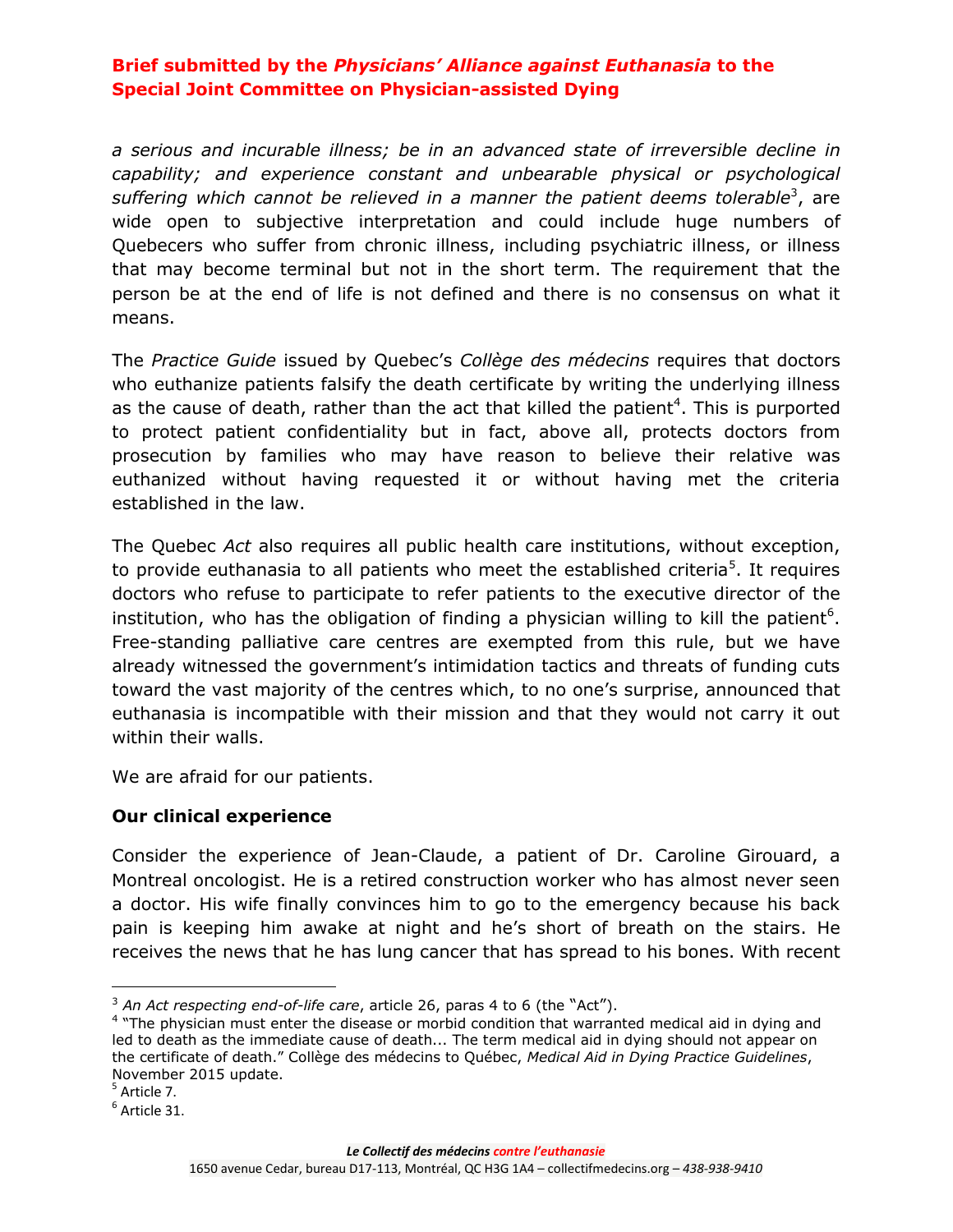*a serious and incurable illness; be in an advanced state of irreversible decline in capability; and experience constant and unbearable physical or psychological suffering which cannot be relieved in a manner the patient deems tolerable*[3], are wide open to subjective interpretation and could include huge numbers of Quebecers who suffer from chronic illness, including psychiatric illness, or illness that may become terminal but not in the short term. The requirement that the person be at the end of life is not defined and there is no consensus on what it means.

The *Practice Guide* issued by Quebec's *Collège des médecins* requires that doctors who euthanize patients falsify the death certificate by writing the underlying illness as the cause of death, rather than the act that killed the patient[4]. This is purported to protect patient confidentiality but in fact, above all, protects doctors from prosecution by families who may have reason to believe their relative was euthanized without having requested it or without having met the criteria established in the law.

The Quebec *Act* also requires all public health care institutions, without exception, to provide euthanasia to all patients who meet the established criteria[5]. It requires doctors who refuse to participate to refer patients to the executive director of the institution, who has the obligation of finding a physician willing to kill the patient[6]. Free-standing palliative care centres are exempted from this rule, but we have already witnessed the government's intimidation tactics and threats of funding cuts toward the vast majority of the centres which, to no one's surprise, announced that euthanasia is incompatible with their mission and that they would not carry it out within their walls.

We are afraid for our patients.

### Our clinical experience

Consider the experience of Jean-Claude, a patient of Dr. Caroline Girouard, a Montreal oncologist. He is a retired construction worker who has almost never seen a doctor. His wife finally convinces him to go to the emergency because his back pain is keeping him awake at night and he's short of breath on the stairs. He receives the news that he has lung cancer that has spread to his bones. With recent

---

[3] *An Act respecting end-of-life care*, article 26, paras 4 to 6 (the "Act").

[4] "The physician must enter the disease or morbid condition that warranted medical aid in dying and led to death as the immediate cause of death... The term medical aid in dying should not appear on the certificate of death." Collège des médecins to Québec, *Medical Aid in Dying Practice Guidelines*, November 2015 update.

[5] Article 7.

[6] Article 31.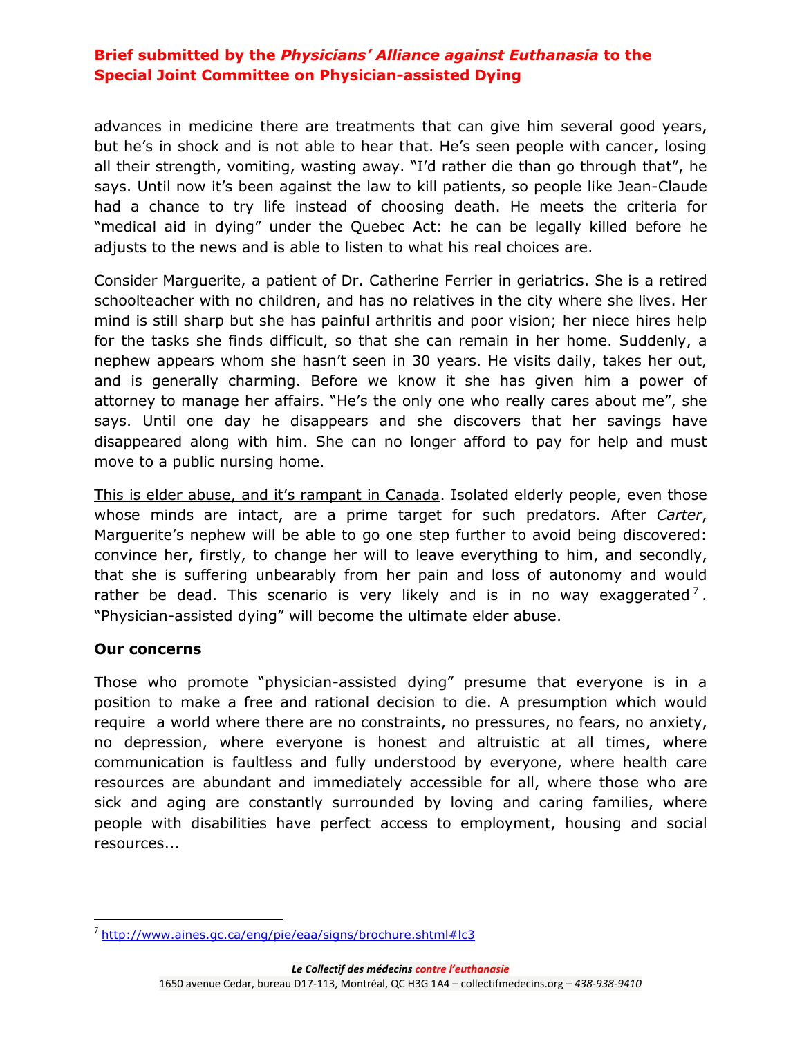advances in medicine there are treatments that can give him several good years, but he's in shock and is not able to hear that. He's seen people with cancer, losing all their strength, vomiting, wasting away. "I'd rather die than go through that", he says. Until now it's been against the law to kill patients, so people like Jean-Claude had a chance to try life instead of choosing death. He meets the criteria for "medical aid in dying" under the Quebec Act: he can be legally killed before he adjusts to the news and is able to listen to what his real choices are.

Consider Marguerite, a patient of Dr. Catherine Ferrier in geriatrics. She is a retired schoolteacher with no children, and has no relatives in the city where she lives. Her mind is still sharp but she has painful arthritis and poor vision; her niece hires help for the tasks she finds difficult, so that she can remain in her home. Suddenly, a nephew appears whom she hasn't seen in 30 years. He visits daily, takes her out, and is generally charming. Before we know it she has given him a power of attorney to manage her affairs. "He's the only one who really cares about me", she says. Until one day he disappears and she discovers that her savings have disappeared along with him. She can no longer afford to pay for help and must move to a public nursing home.

<u>This is elder abuse, and it's rampant in Canada</u>. Isolated elderly people, even those whose minds are intact, are a prime target for such predators. After *Carter*, Marguerite's nephew will be able to go one step further to avoid being discovered: convince her, firstly, to change her will to leave everything to him, and secondly, that she is suffering unbearably from her pain and loss of autonomy and would rather be dead. This scenario is very likely and is in no way exaggerated[7]. "Physician-assisted dying" will become the ultimate elder abuse.

**Our concerns**

Those who promote "physician-assisted dying" presume that everyone is in a position to make a free and rational decision to die. A presumption which would require a world where there are no constraints, no pressures, no fears, no anxiety, no depression, where everyone is honest and altruistic at all times, where communication is faultless and fully understood by everyone, where health care resources are abundant and immediately accessible for all, where those who are sick and aging are constantly surrounded by loving and caring families, where people with disabilities have perfect access to employment, housing and social resources...

[7] http://www.aines.gc.ca/eng/pie/eaa/signs/brochure.shtml#lc3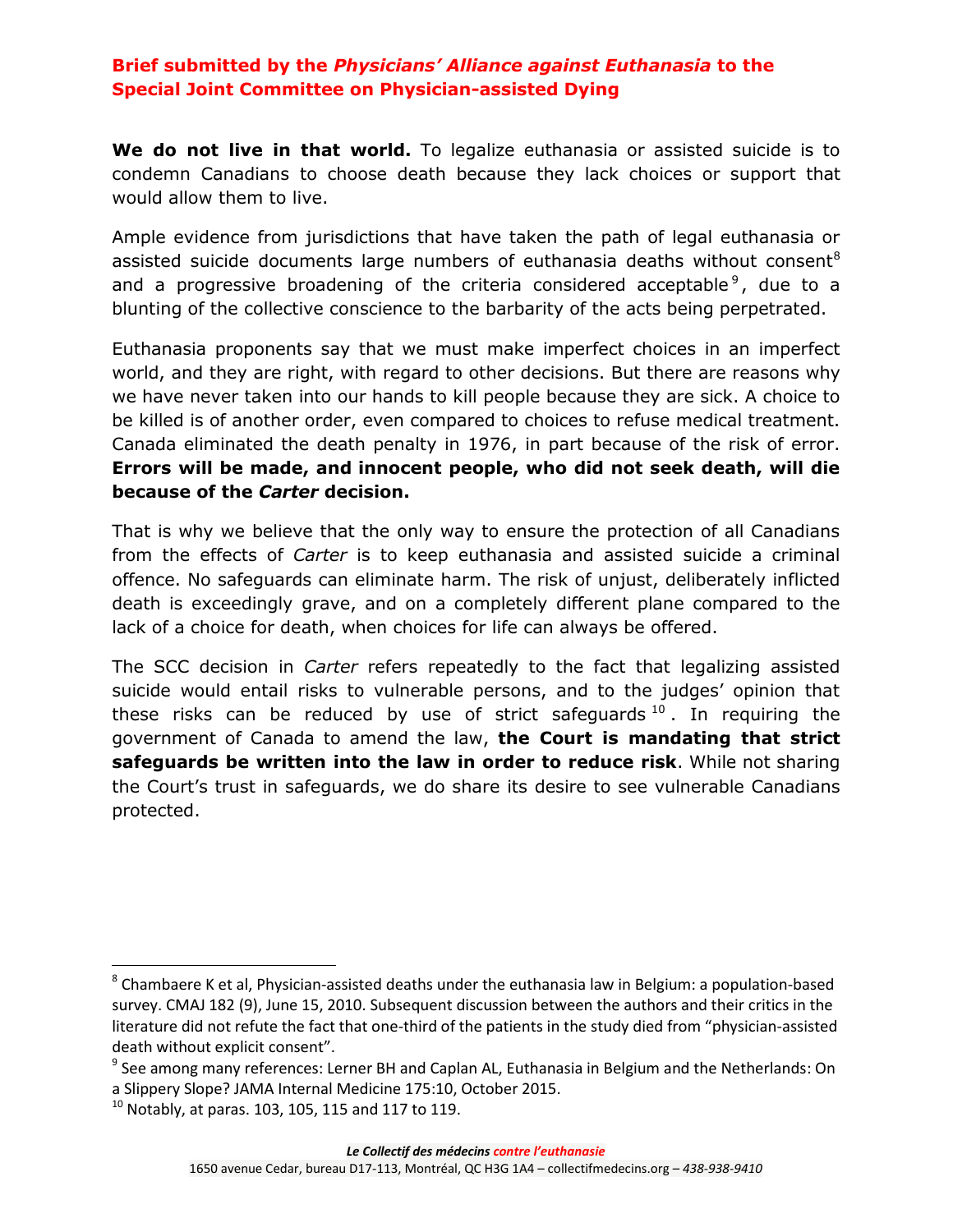**We do not live in that world.** To legalize euthanasia or assisted suicide is to condemn Canadians to choose death because they lack choices or support that would allow them to live.

Ample evidence from jurisdictions that have taken the path of legal euthanasia or assisted suicide documents large numbers of euthanasia deaths without consent[8] and a progressive broadening of the criteria considered acceptable[9], due to a blunting of the collective conscience to the barbarity of the acts being perpetrated.

Euthanasia proponents say that we must make imperfect choices in an imperfect world, and they are right, with regard to other decisions. But there are reasons why we have never taken into our hands to kill people because they are sick. A choice to be killed is of another order, even compared to choices to refuse medical treatment. Canada eliminated the death penalty in 1976, in part because of the risk of error. **Errors will be made, and innocent people, who did not seek death, will die because of the *Carter* decision.**

That is why we believe that the only way to ensure the protection of all Canadians from the effects of *Carter* is to keep euthanasia and assisted suicide a criminal offence. No safeguards can eliminate harm. The risk of unjust, deliberately inflicted death is exceedingly grave, and on a completely different plane compared to the lack of a choice for death, when choices for life can always be offered.

The SCC decision in *Carter* refers repeatedly to the fact that legalizing assisted suicide would entail risks to vulnerable persons, and to the judges' opinion that these risks can be reduced by use of strict safeguards[10]. In requiring the government of Canada to amend the law, **the Court is mandating that strict safeguards be written into the law in order to reduce risk**. While not sharing the Court's trust in safeguards, we do share its desire to see vulnerable Canadians protected.

---

[8] Chambaere K et al, Physician-assisted deaths under the euthanasia law in Belgium: a population-based survey. CMAJ 182 (9), June 15, 2010. Subsequent discussion between the authors and their critics in the literature did not refute the fact that one-third of the patients in the study died from "physician-assisted death without explicit consent".

[9] See among many references: Lerner BH and Caplan AL, Euthanasia in Belgium and the Netherlands: On a Slippery Slope? JAMA Internal Medicine 175:10, October 2015.

[10] Notably, at paras. 103, 105, 115 and 117 to 119.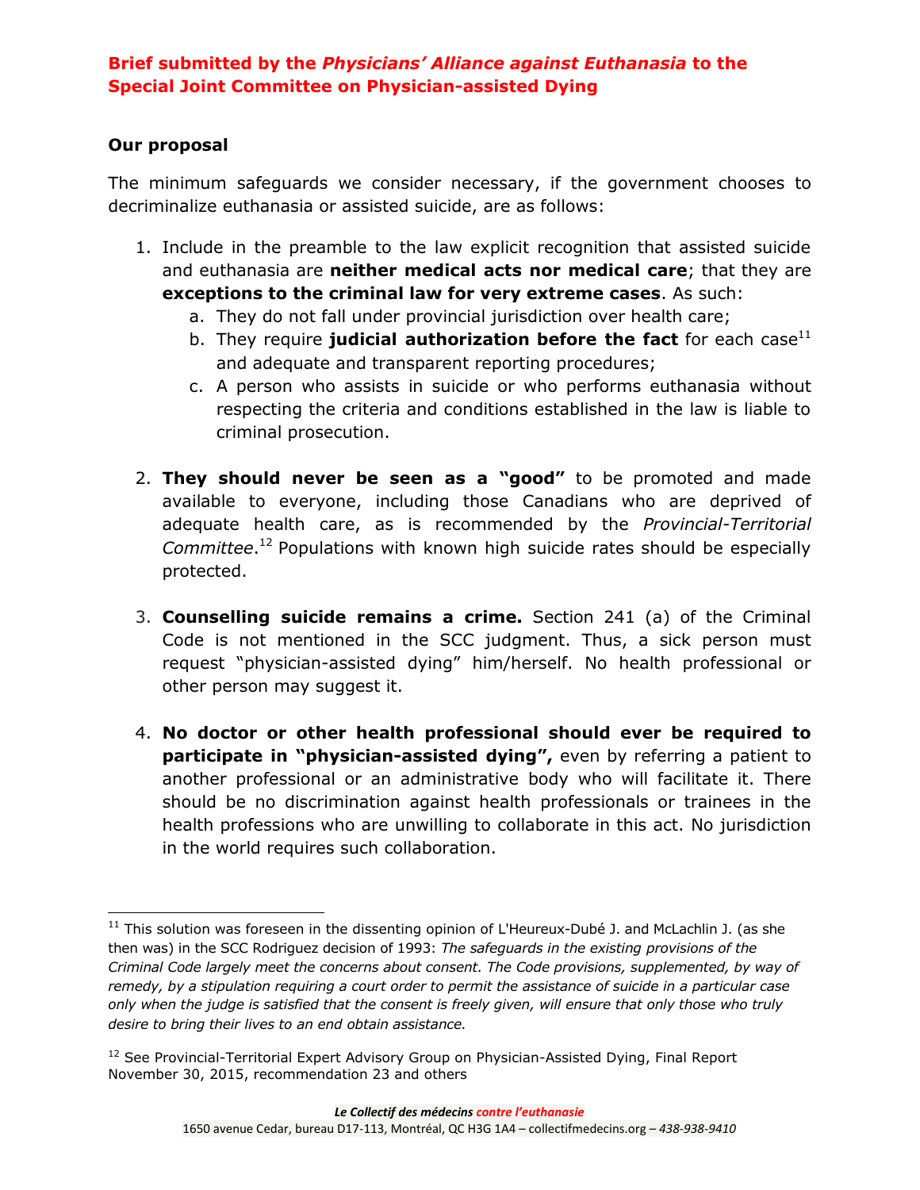**Brief submitted by the *Physicians' Alliance against Euthanasia* to the Special Joint Committee on Physician-assisted Dying**

**Our proposal**

The minimum safeguards we consider necessary, if the government chooses to decriminalize euthanasia or assisted suicide, are as follows:

1. Include in the preamble to the law explicit recognition that assisted suicide and euthanasia are **neither medical acts nor medical care**; that they are **exceptions to the criminal law for very extreme cases**. As such:
   a. They do not fall under provincial jurisdiction over health care;
   b. They require **judicial authorization before the fact** for each case[11] and adequate and transparent reporting procedures;
   c. A person who assists in suicide or who performs euthanasia without respecting the criteria and conditions established in the law is liable to criminal prosecution.

2. **They should never be seen as a "good"** to be promoted and made available to everyone, including those Canadians who are deprived of adequate health care, as is recommended by the *Provincial-Territorial Committee*.[12] Populations with known high suicide rates should be especially protected.

3. **Counselling suicide remains a crime.** Section 241 (a) of the Criminal Code is not mentioned in the SCC judgment. Thus, a sick person must request "physician-assisted dying" him/herself. No health professional or other person may suggest it.

4. **No doctor or other health professional should ever be required to participate in "physician-assisted dying",** even by referring a patient to another professional or an administrative body who will facilitate it. There should be no discrimination against health professionals or trainees in the health professions who are unwilling to collaborate in this act. No jurisdiction in the world requires such collaboration.

---

[11] This solution was foreseen in the dissenting opinion of L'Heureux-Dubé J. and McLachlin J. (as she then was) in the SCC Rodriguez decision of 1993: *The safeguards in the existing provisions of the Criminal Code largely meet the concerns about consent. The Code provisions, supplemented, by way of remedy, by a stipulation requiring a court order to permit the assistance of suicide in a particular case only when the judge is satisfied that the consent is freely given, will ensure that only those who truly desire to bring their lives to an end obtain assistance.*

[12] See Provincial-Territorial Expert Advisory Group on Physician-Assisted Dying, Final Report November 30, 2015, recommendation 23 and others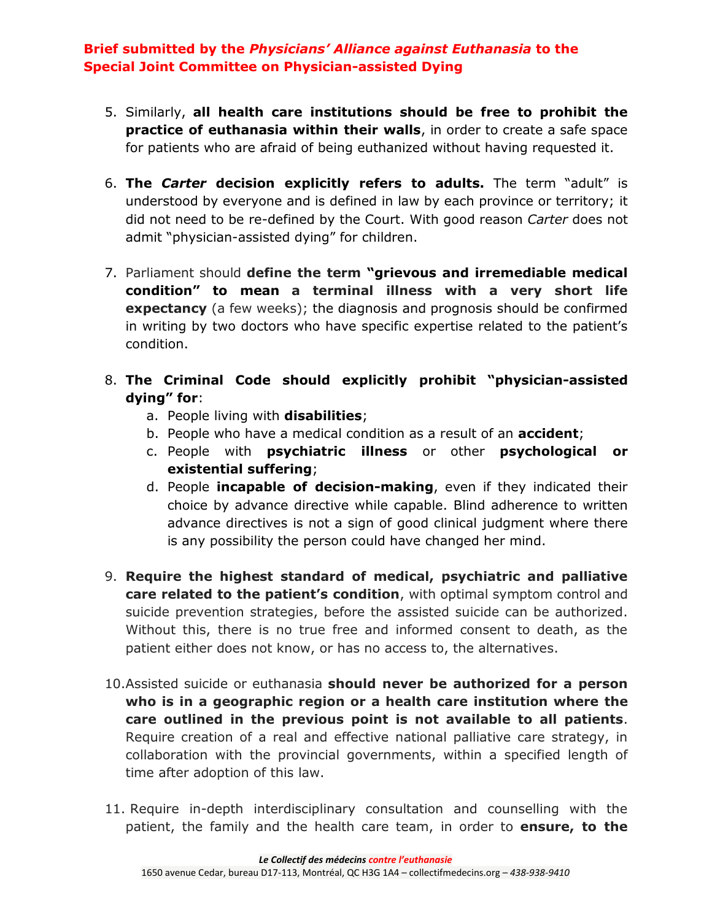5. Similarly, **all health care institutions should be free to prohibit the practice of euthanasia within their walls**, in order to create a safe space for patients who are afraid of being euthanized without having requested it.

6. **The *Carter* decision explicitly refers to adults.** The term "adult" is understood by everyone and is defined in law by each province or territory; it did not need to be re-defined by the Court. With good reason *Carter* does not admit "physician-assisted dying" for children.

7. Parliament should **define the term "grievous and irremediable medical condition" to mean a terminal illness with a very short life expectancy** (a few weeks); the diagnosis and prognosis should be confirmed in writing by two doctors who have specific expertise related to the patient's condition.

8. **The Criminal Code should explicitly prohibit "physician-assisted dying" for**:
   a. People living with **disabilities**;
   b. People who have a medical condition as a result of an **accident**;
   c. People with **psychiatric illness** or other **psychological or existential suffering**;
   d. People **incapable of decision-making**, even if they indicated their choice by advance directive while capable. Blind adherence to written advance directives is not a sign of good clinical judgment where there is any possibility the person could have changed her mind.

9. **Require the highest standard of medical, psychiatric and palliative care related to the patient's condition**, with optimal symptom control and suicide prevention strategies, before the assisted suicide can be authorized. Without this, there is no true free and informed consent to death, as the patient either does not know, or has no access to, the alternatives.

10. Assisted suicide or euthanasia **should never be authorized for a person who is in a geographic region or a health care institution where the care outlined in the previous point is not available to all patients**. Require creation of a real and effective national palliative care strategy, in collaboration with the provincial governments, within a specified length of time after adoption of this law.

11. Require in-depth interdisciplinary consultation and counselling with the patient, the family and the health care team, in order to **ensure, to the**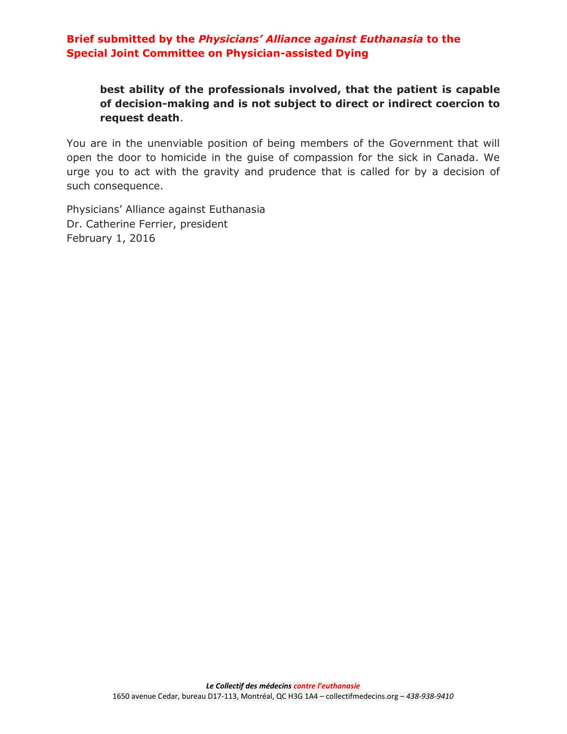**best ability of the professionals involved, that the patient is capable of decision-making and is not subject to direct or indirect coercion to request death**.

You are in the unenviable position of being members of the Government that will open the door to homicide in the guise of compassion for the sick in Canada. We urge you to act with the gravity and prudence that is called for by a decision of such consequence.

Physicians' Alliance against Euthanasia
Dr. Catherine Ferrier, president
February 1, 2016